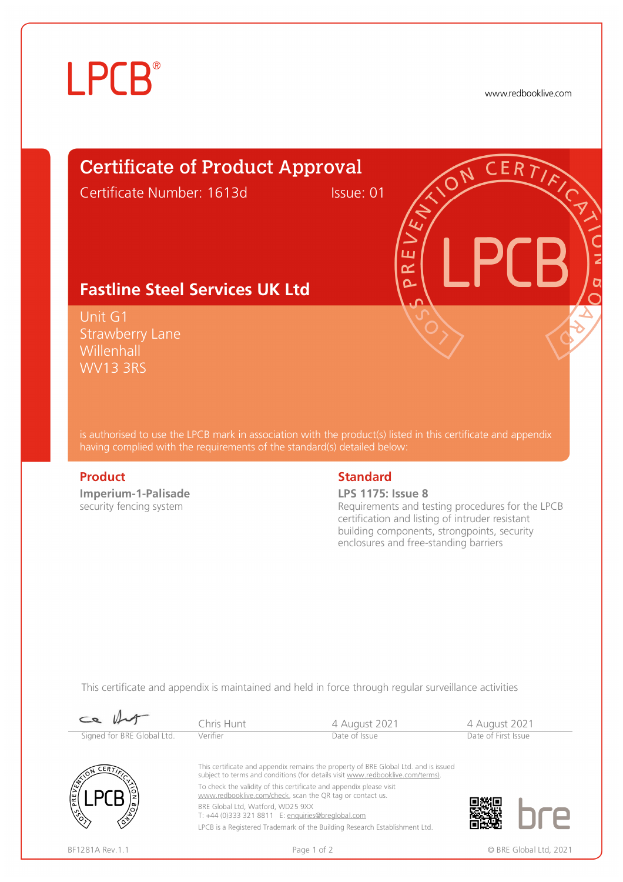LPCB®

www.redbooklive.com

# Certificate of Product Approval

Certificate Number: 1613d     Issue: 01

## Fastline Steel Services UK Ltd

Unit G1
Strawberry Lane
Willenhall
WV13 3RS

is authorised to use the LPCB mark in association with the product(s) listed in this certificate and appendix having complied with the requirements of the standard(s) detailed below:

### Product

**Imperium-1-Palisade**
security fencing system

### Standard

**LPS 1175: Issue 8**
Requirements and testing procedures for the LPCB certification and listing of intruder resistant building components, strongpoints, security enclosures and free-standing barriers

This certificate and appendix is maintained and held in force through regular surveillance activities

| Signed for BRE Global Ltd. | Chris Hunt<br>Verifier | 4 August 2021<br>Date of Issue | 4 August 2021<br>Date of First Issue |
| --- | --- | --- | --- |

This certificate and appendix remains the property of BRE Global Ltd. and is issued subject to terms and conditions (for details visit www.redbooklive.com/terms).

To check the validity of this certificate and appendix please visit www.redbooklive.com/check, scan the QR tag or contact us.

BRE Global Ltd, Watford, WD25 9XX
T: +44 (0)333 321 8811  E: enquiries@breglobal.com

LPCB is a Registered Trademark of the Building Research Establishment Ltd.

BF1281A Rev.1.1

© BRE Global Ltd, 2021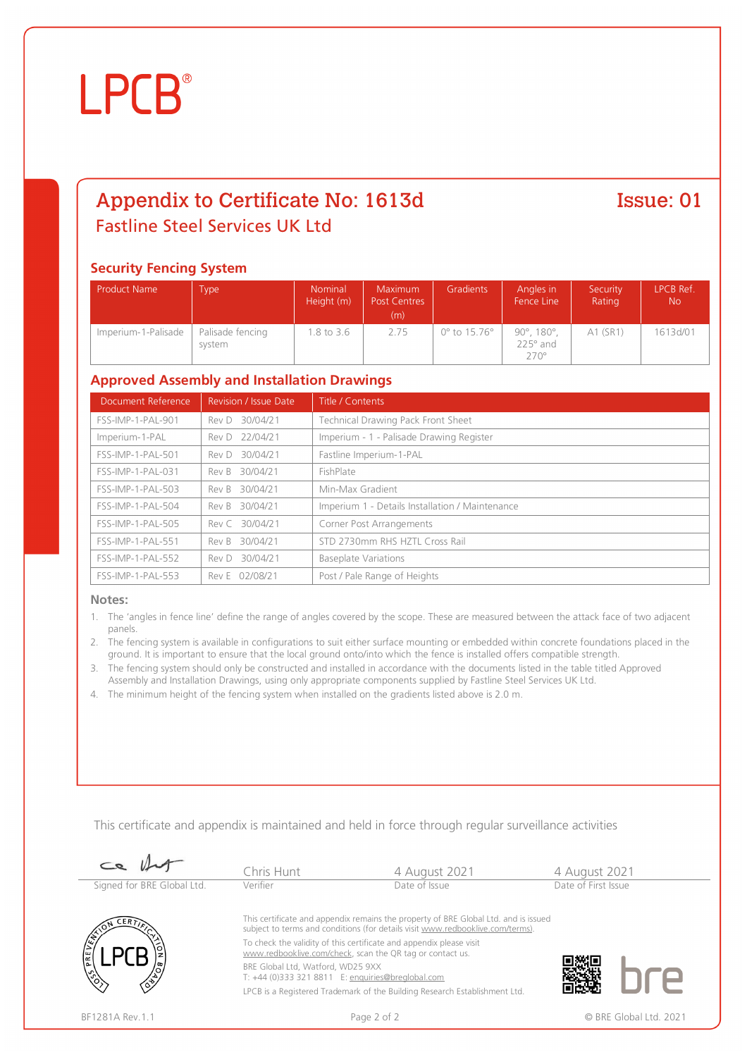# LPCB®

## Appendix to Certificate No: 1613d

**Issue: 01**

### Fastline Steel Services UK Ltd

### Security Fencing System

| Product Name | Type | Nominal Height (m) | Maximum Post Centres (m) | Gradients | Angles in Fence Line | Security Rating | LPCB Ref. No |
|---|---|---|---|---|---|---|---|
| Imperium-1-Palisade | Palisade fencing system | 1.8 to 3.6 | 2.75 | 0° to 15.76° | 90°, 180°, 225° and 270° | A1 (SR1) | 1613d/01 |

### Approved Assembly and Installation Drawings

| Document Reference | Revision / Issue Date | Title / Contents |
|---|---|---|
| FSS-IMP-1-PAL-901 | Rev D 30/04/21 | Technical Drawing Pack Front Sheet |
| Imperium-1-PAL | Rev D 22/04/21 | Imperium - 1 - Palisade Drawing Register |
| FSS-IMP-1-PAL-501 | Rev D 30/04/21 | Fastline Imperium-1-PAL |
| FSS-IMP-1-PAL-031 | Rev B 30/04/21 | FishPlate |
| FSS-IMP-1-PAL-503 | Rev B 30/04/21 | Min-Max Gradient |
| FSS-IMP-1-PAL-504 | Rev B 30/04/21 | Imperium 1 - Details Installation / Maintenance |
| FSS-IMP-1-PAL-505 | Rev C 30/04/21 | Corner Post Arrangements |
| FSS-IMP-1-PAL-551 | Rev B 30/04/21 | STD 2730mm RHS HZTL Cross Rail |
| FSS-IMP-1-PAL-552 | Rev D 30/04/21 | Baseplate Variations |
| FSS-IMP-1-PAL-553 | Rev E 02/08/21 | Post / Pale Range of Heights |

**Notes:**

1. The 'angles in fence line' define the range of angles covered by the scope. These are measured between the attack face of two adjacent panels.
2. The fencing system is available in configurations to suit either surface mounting or embedded within concrete foundations placed in the ground. It is important to ensure that the local ground onto/into which the fence is installed offers compatible strength.
3. The fencing system should only be constructed and installed in accordance with the documents listed in the table titled Approved Assembly and Installation Drawings, using only appropriate components supplied by Fastline Steel Services UK Ltd.
4. The minimum height of the fencing system when installed on the gradients listed above is 2.0 m.

This certificate and appendix is maintained and held in force through regular surveillance activities

| Signed for BRE Global Ltd. | Chris Hunt<br>Verifier | 4 August 2021<br>Date of Issue | 4 August 2021<br>Date of First Issue |
|---|---|---|---|

This certificate and appendix remains the property of BRE Global Ltd. and is issued subject to terms and conditions (for details visit www.redbooklive.com/terms).

To check the validity of this certificate and appendix please visit www.redbooklive.com/check, scan the QR tag or contact us.

BRE Global Ltd, Watford, WD25 9XX
T: +44 (0)333 321 8811 E: enquiries@breglobal.com

LPCB is a Registered Trademark of the Building Research Establishment Ltd.

BF1281A Rev.1.1

© BRE Global Ltd. 2021